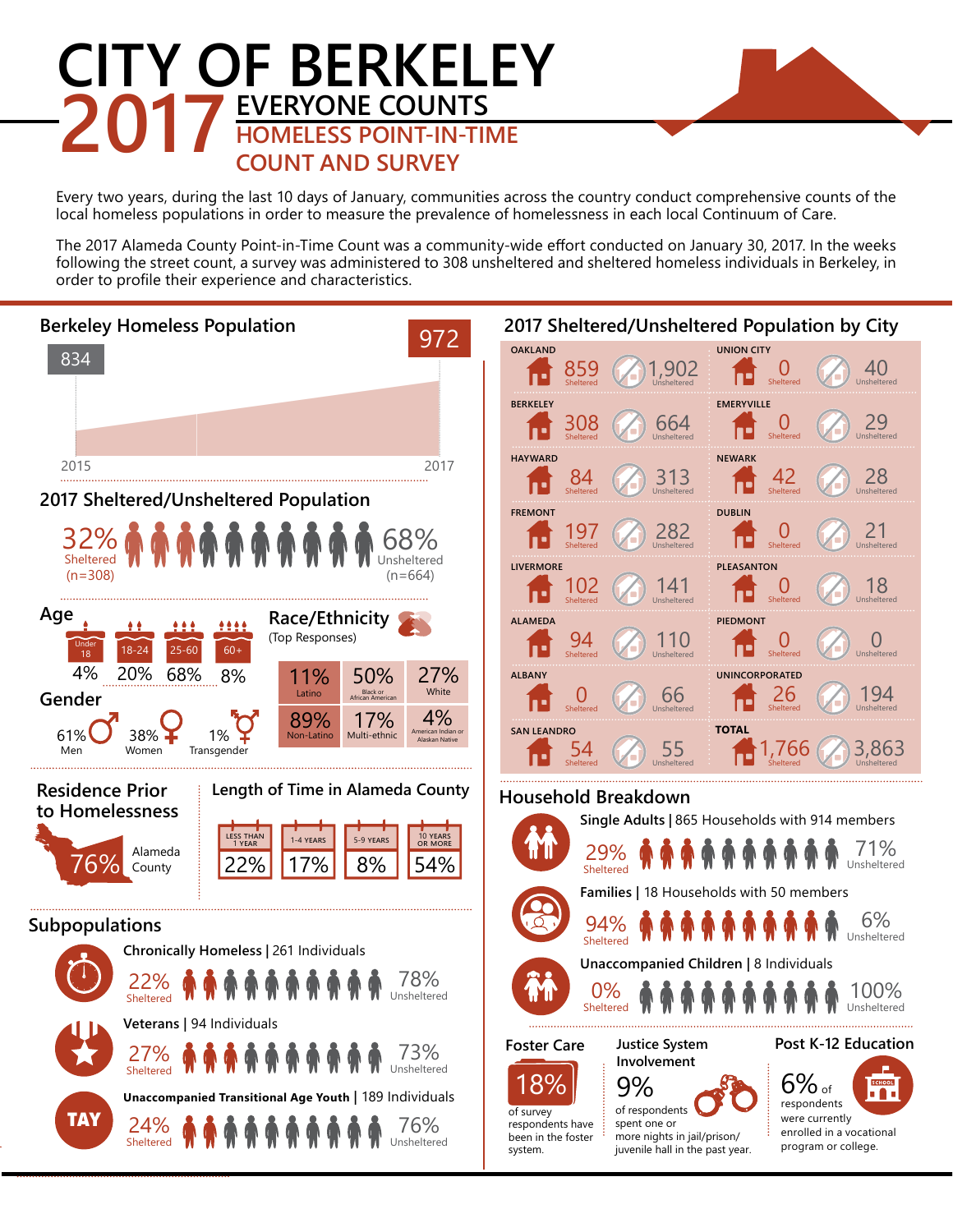# CITY OF BERKELEY

# 2017 EVERYONE COUNTS

## HOMELESS POINT-IN-TIME COUNT AND SURVEY

Every two years, during the last 10 days of January, communities across the country conduct comprehensive counts of the local homeless populations in order to measure the prevalence of homelessness in each local Continuum of Care.

The 2017 Alameda County Point-in-Time Count was a community-wide effort conducted on January 30, 2017. In the weeks following the street count, a survey was administered to 308 unsheltered and sheltered homeless individuals in Berkeley, in order to profile their experience and characteristics.

## Berkeley Homeless Population

834
972
2015
2017

## 2017 Sheltered/Unsheltered Population

32% Sheltered (n=308)
68% Unsheltered (n=664)

## Age

Under 18: 4%
18-24: 20%
25-60: 68%
60+: 8%

## Gender

61% Men
38% Women
1% Transgender

## Race/Ethnicity

(Top Responses)

| | | |
|---|---|---|
| 11% Latino | 50% Black or African American | 27% White |
| 89% Non-Latino | 17% Multi-ethnic | 4% American Indian or Alaskan Native |

## Residence Prior to Homelessness

76% Alameda County

## Length of Time in Alameda County

| LESS THAN 1 YEAR | 1-4 YEARS | 5-9 YEARS | 10 YEARS OR MORE |
|---|---|---|---|
| 22% | 17% | 8% | 54% |

## Subpopulations

**Chronically Homeless** | 261 Individuals
22% Sheltered
78% Unsheltered

**Veterans** | 94 Individuals
27% Sheltered
73% Unsheltered

**Unaccompanied Transitional Age Youth** | 189 Individuals
24% Sheltered
76% Unsheltered

## 2017 Sheltered/Unsheltered Population by City

| City | Sheltered | Unsheltered |
|---|---|---|
| OAKLAND | 859 | 1,902 |
| BERKELEY | 308 | 664 |
| HAYWARD | 84 | 313 |
| FREMONT | 197 | 282 |
| LIVERMORE | 102 | 141 |
| ALAMEDA | 94 | 110 |
| ALBANY | 0 | 66 |
| SAN LEANDRO | 54 | 55 |
| UNION CITY | 0 | 40 |
| EMERYVILLE | 0 | 29 |
| NEWARK | 42 | 28 |
| DUBLIN | 0 | 21 |
| PLEASANTON | 0 | 18 |
| PIEDMONT | 0 | 0 |
| UNINCORPORATED | 26 | 194 |
| TOTAL | 1,766 | 3,863 |

## Household Breakdown

**Single Adults** | 865 Households with 914 members
29% Sheltered
71% Unsheltered

**Families** | 18 Households with 50 members
94% Sheltered
6% Unsheltered

**Unaccompanied Children** | 8 Individuals
0% Sheltered
100% Unsheltered

## Foster Care

18% of survey respondents have been in the foster system.

## Justice System Involvement

9% of respondents spent one or more nights in jail/prison/ juvenile hall in the past year.

## Post K-12 Education

6% of respondents were currently enrolled in a vocational program or college.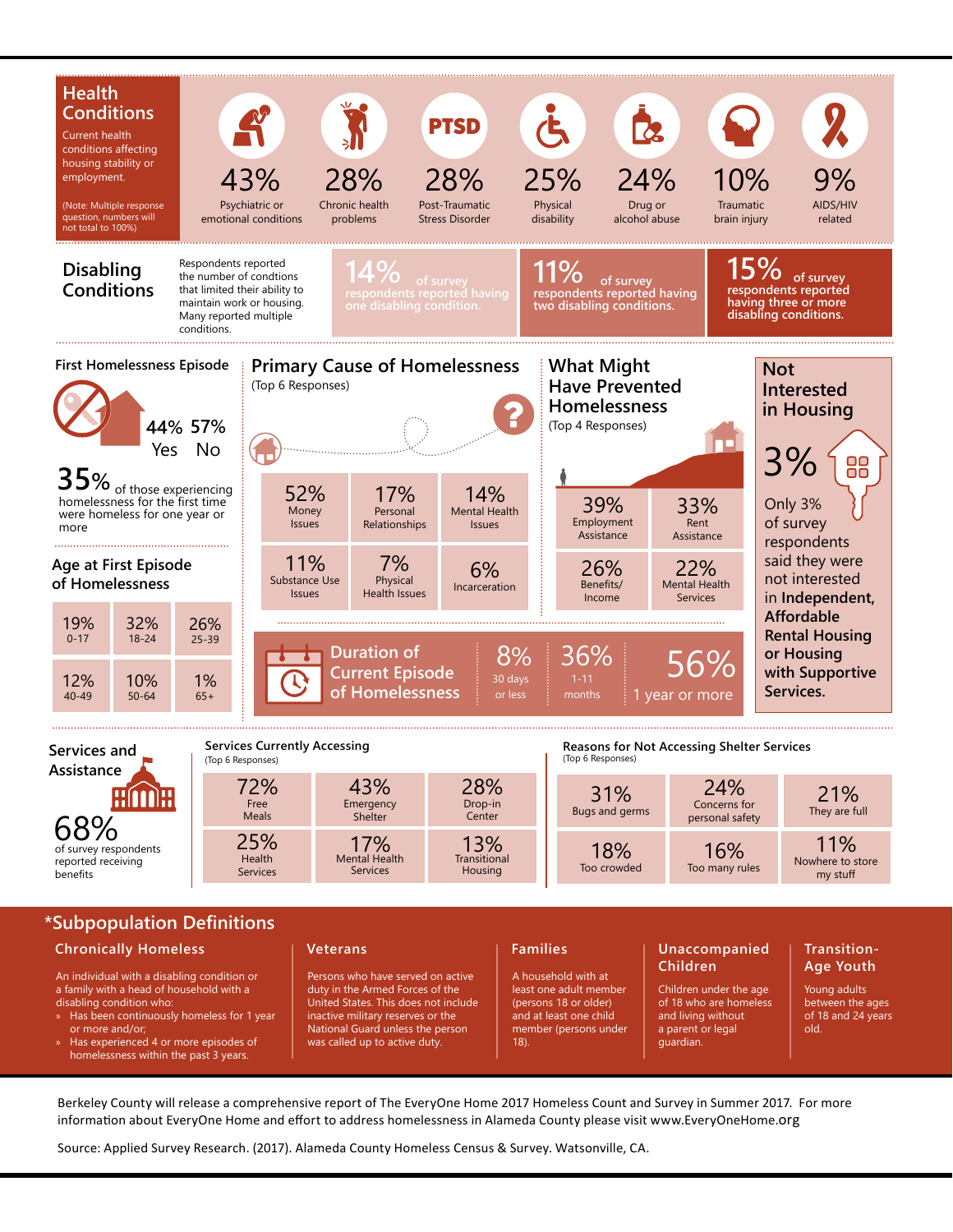## Health Conditions

Current health conditions affecting housing stability or employment.

(Note: Multiple response question, numbers will not total to 100%)

43% Psychiatric or emotional conditions

28% Chronic health problems

28% Post-Traumatic Stress Disorder

25% Physical disability

24% Drug or alcohol abuse

10% Traumatic brain injury

9% AIDS/HIV related

## Disabling Conditions

Respondents reported the number of condtions that limited their ability to maintain work or housing. Many reported multiple conditions.

14% of survey respondents reported having one disabling condition.

11% of survey respondents reported having two disabling conditions.

15% of survey respondents reported having three or more disabling conditions.

## First Homelessness Episode

44% Yes 57% No

35% of those experiencing homelessness for the first time were homeless for one year or more

## Age at First Episode of Homelessness

| | | |
|---|---|---|
| 19% 0-17 | 32% 18-24 | 26% 25-39 |
| 12% 40-49 | 10% 50-64 | 1% 65+ |

## Primary Cause of Homelessness

(Top 6 Responses)

| | | |
|---|---|---|
| 52% Money Issues | 17% Personal Relationships | 14% Mental Health Issues |
| 11% Substance Use Issues | 7% Physical Health Issues | 6% Incarceration |

## What Might Have Prevented Homelessness

(Top 4 Responses)

| | |
|---|---|
| 39% Employment Assistance | 33% Rent Assistance |
| 26% Benefits/ Income | 22% Mental Health Services |

## Duration of Current Episode of Homelessness

8% 30 days or less

36% 1-11 months

56% 1 year or more

## Not Interested in Housing

3%

Only 3% of survey respondents said they were not interested in **Independent, Affordable Rental Housing or Housing with Supportive Services.**

## Services and Assistance

68% of survey respondents reported receiving benefits

### Services Currently Accessing

(Top 6 Responses)

| | | |
|---|---|---|
| 72% Free Meals | 43% Emergency Shelter | 28% Drop-in Center |
| 25% Health Services | 17% Mental Health Services | 13% Transitional Housing |

### Reasons for Not Accessing Shelter Services

(Top 6 Responses)

| | | |
|---|---|---|
| 31% Bugs and germs | 24% Concerns for personal safety | 21% They are full |
| 18% Too crowded | 16% Too many rules | 11% Nowhere to store my stuff |

## *Subpopulation Definitions

### Chronically Homeless

An individual with a disabling condition or a family with a head of household with a disabling condition who:

- Has been continuously homeless for 1 year or more and/or;
- Has experienced 4 or more episodes of homelessness within the past 3 years.

### Veterans

Persons who have served on active duty in the Armed Forces of the United States. This does not include inactive military reserves or the National Guard unless the person was called up to active duty.

### Families

A household with at least one adult member (persons 18 or older) and at least one child member (persons under 18).

### Unaccompanied Children

Children under the age of 18 who are homeless and living without a parent or legal guardian.

### Transition-Age Youth

Young adults between the ages of 18 and 24 years old.

Berkeley County will release a comprehensive report of The EveryOne Home 2017 Homeless Count and Survey in Summer 2017. For more information about EveryOne Home and effort to address homelessness in Alameda County please visit www.EveryOneHome.org

Source: Applied Survey Research. (2017). Alameda County Homeless Census & Survey. Watsonville, CA.